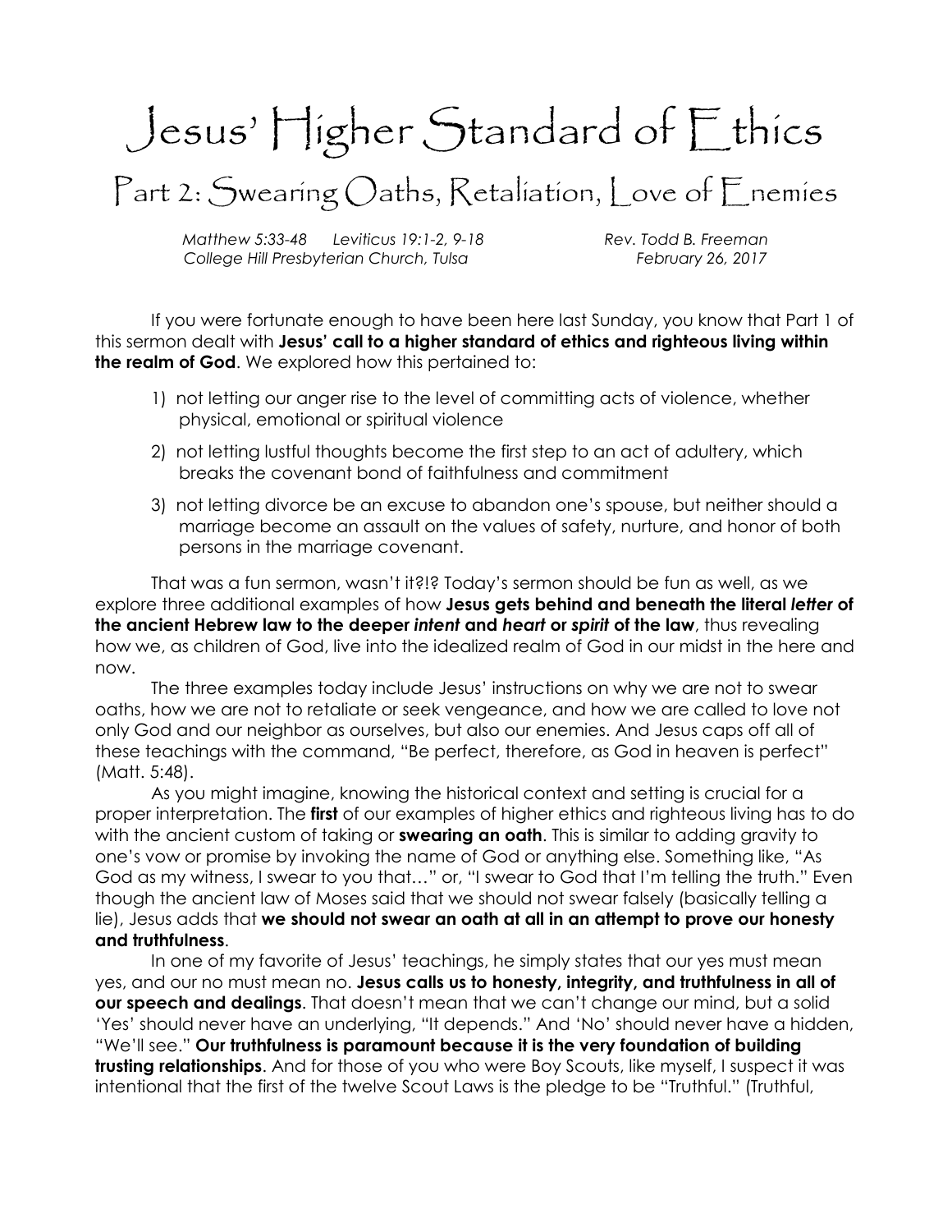# Jesus' Higher Standard of Ethics

## Part 2: Swearing Oaths, Retaliation, Love of Enemies

*Matthew 5:33-48 Leviticus 19:1-2, 9-18* *Rev. Todd B. Freeman*
*College Hill Presbyterian Church, Tulsa* *February 26, 2017*

If you were fortunate enough to have been here last Sunday, you know that Part 1 of this sermon dealt with **Jesus' call to a higher standard of ethics and righteous living within the realm of God**. We explored how this pertained to:

1) not letting our anger rise to the level of committing acts of violence, whether physical, emotional or spiritual violence
2) not letting lustful thoughts become the first step to an act of adultery, which breaks the covenant bond of faithfulness and commitment
3) not letting divorce be an excuse to abandon one's spouse, but neither should a marriage become an assault on the values of safety, nurture, and honor of both persons in the marriage covenant.

That was a fun sermon, wasn't it?!? Today's sermon should be fun as well, as we explore three additional examples of how **Jesus gets behind and beneath the literal *letter* of the ancient Hebrew law to the deeper *intent* and *heart* or *spirit* of the law**, thus revealing how we, as children of God, live into the idealized realm of God in our midst in the here and now.

The three examples today include Jesus' instructions on why we are not to swear oaths, how we are not to retaliate or seek vengeance, and how we are called to love not only God and our neighbor as ourselves, but also our enemies. And Jesus caps off all of these teachings with the command, "Be perfect, therefore, as God in heaven is perfect" (Matt. 5:48).

As you might imagine, knowing the historical context and setting is crucial for a proper interpretation. The **first** of our examples of higher ethics and righteous living has to do with the ancient custom of taking or **swearing an oath**. This is similar to adding gravity to one's vow or promise by invoking the name of God or anything else. Something like, "As God as my witness, I swear to you that…" or, "I swear to God that I'm telling the truth." Even though the ancient law of Moses said that we should not swear falsely (basically telling a lie), Jesus adds that **we should not swear an oath at all in an attempt to prove our honesty and truthfulness**.

In one of my favorite of Jesus' teachings, he simply states that our yes must mean yes, and our no must mean no. **Jesus calls us to honesty, integrity, and truthfulness in all of our speech and dealings**. That doesn't mean that we can't change our mind, but a solid 'Yes' should never have an underlying, "It depends." And 'No' should never have a hidden, "We'll see." **Our truthfulness is paramount because it is the very foundation of building trusting relationships**. And for those of you who were Boy Scouts, like myself, I suspect it was intentional that the first of the twelve Scout Laws is the pledge to be "Truthful." (Truthful,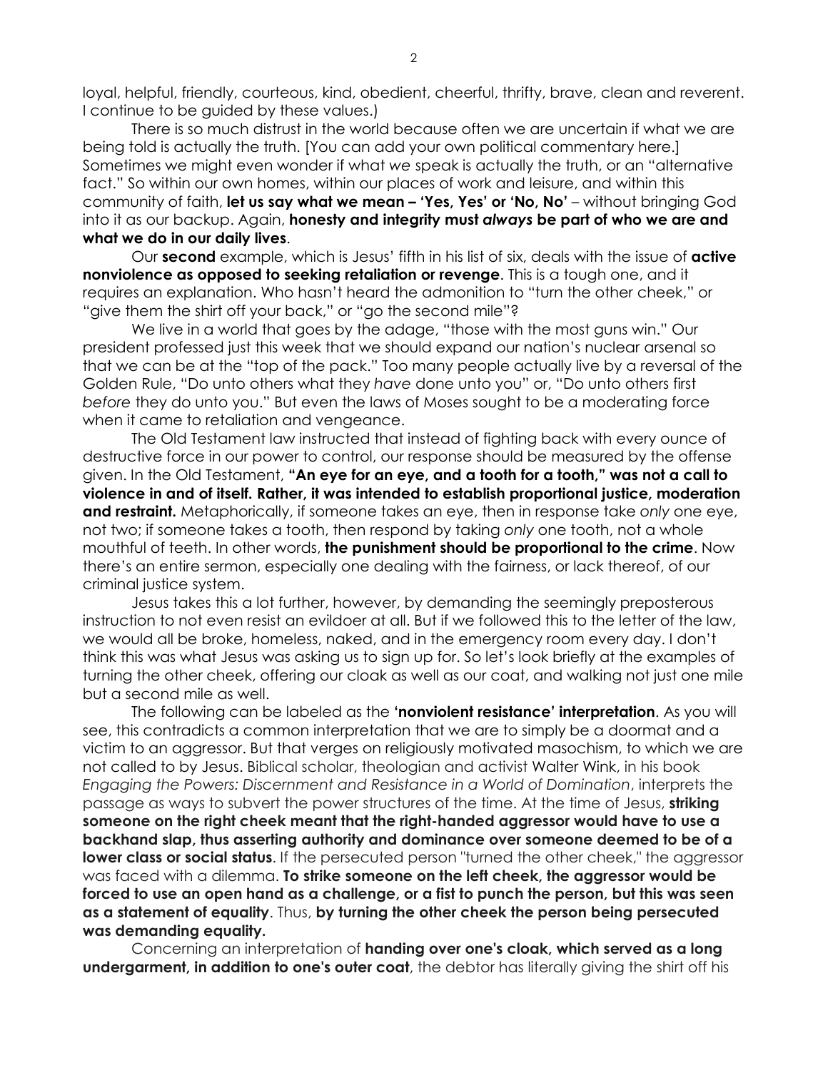loyal, helpful, friendly, courteous, kind, obedient, cheerful, thrifty, brave, clean and reverent. I continue to be guided by these values.)

There is so much distrust in the world because often we are uncertain if what we are being told is actually the truth. [You can add your own political commentary here.] Sometimes we might even wonder if what *we* speak is actually the truth, or an "alternative fact." So within our own homes, within our places of work and leisure, and within this community of faith, **let us say what we mean – 'Yes, Yes' or 'No, No'** – without bringing God into it as our backup. Again, **honesty and integrity must *always* be part of who we are and what we do in our daily lives**.

Our **second** example, which is Jesus' fifth in his list of six, deals with the issue of **active nonviolence as opposed to seeking retaliation or revenge**. This is a tough one, and it requires an explanation. Who hasn't heard the admonition to "turn the other cheek," or "give them the shirt off your back," or "go the second mile"?

We live in a world that goes by the adage, "those with the most guns win." Our president professed just this week that we should expand our nation's nuclear arsenal so that we can be at the "top of the pack." Too many people actually live by a reversal of the Golden Rule, "Do unto others what they *have* done unto you" or, "Do unto others first *before* they do unto you." But even the laws of Moses sought to be a moderating force when it came to retaliation and vengeance.

The Old Testament law instructed that instead of fighting back with every ounce of destructive force in our power to control, our response should be measured by the offense given. In the Old Testament, **"An eye for an eye, and a tooth for a tooth," was not a call to violence in and of itself. Rather, it was intended to establish proportional justice, moderation and restraint.** Metaphorically, if someone takes an eye, then in response take *only* one eye, not two; if someone takes a tooth, then respond by taking *only* one tooth, not a whole mouthful of teeth. In other words, **the punishment should be proportional to the crime**. Now there's an entire sermon, especially one dealing with the fairness, or lack thereof, of our criminal justice system.

Jesus takes this a lot further, however, by demanding the seemingly preposterous instruction to not even resist an evildoer at all. But if we followed this to the letter of the law, we would all be broke, homeless, naked, and in the emergency room every day. I don't think this was what Jesus was asking us to sign up for. So let's look briefly at the examples of turning the other cheek, offering our cloak as well as our coat, and walking not just one mile but a second mile as well.

The following can be labeled as the **'nonviolent resistance' interpretation**. As you will see, this contradicts a common interpretation that we are to simply be a doormat and a victim to an aggressor. But that verges on religiously motivated masochism, to which we are not called to by Jesus. Biblical scholar, theologian and activist Walter Wink, in his book *Engaging the Powers: Discernment and Resistance in a World of Domination*, interprets the passage as ways to subvert the power structures of the time. At the time of Jesus, **striking someone on the right cheek meant that the right-handed aggressor would have to use a backhand slap, thus asserting authority and dominance over someone deemed to be of a lower class or social status**. If the persecuted person "turned the other cheek," the aggressor was faced with a dilemma. **To strike someone on the left cheek, the aggressor would be forced to use an open hand as a challenge, or a fist to punch the person, but this was seen as a statement of equality**. Thus, **by turning the other cheek the person being persecuted was demanding equality.**

Concerning an interpretation of **handing over one's cloak, which served as a long undergarment, in addition to one's outer coat**, the debtor has literally giving the shirt off his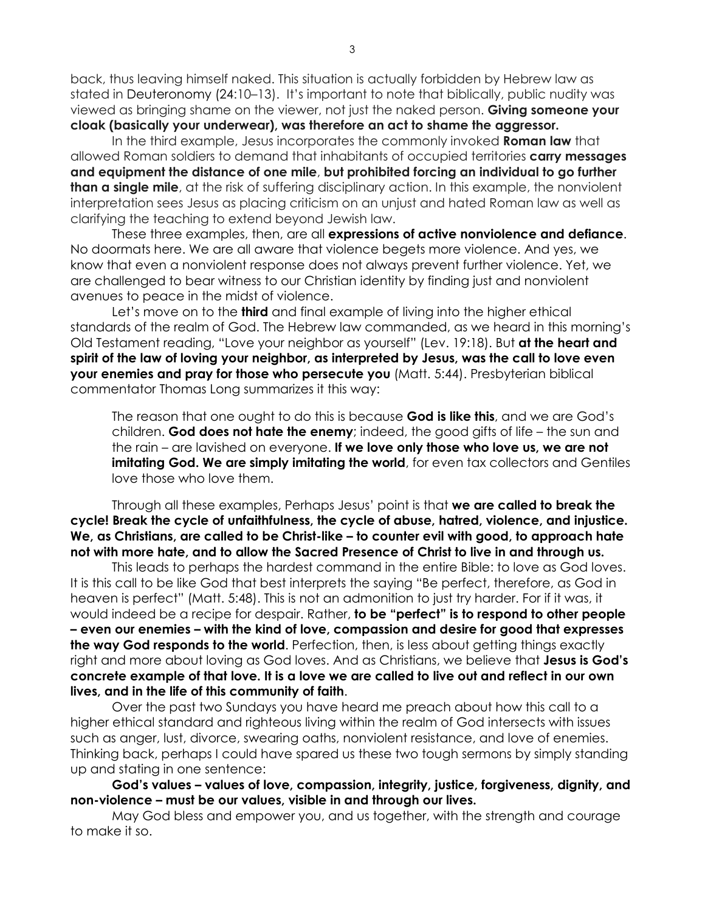back, thus leaving himself naked. This situation is actually forbidden by Hebrew law as stated in Deuteronomy (24:10–13). It's important to note that biblically, public nudity was viewed as bringing shame on the viewer, not just the naked person. **Giving someone your cloak (basically your underwear), was therefore an act to shame the aggressor.**

In the third example, Jesus incorporates the commonly invoked **Roman law** that allowed Roman soldiers to demand that inhabitants of occupied territories **carry messages and equipment the distance of one mile**, **but prohibited forcing an individual to go further than a single mile**, at the risk of suffering disciplinary action. In this example, the nonviolent interpretation sees Jesus as placing criticism on an unjust and hated Roman law as well as clarifying the teaching to extend beyond Jewish law.

These three examples, then, are all **expressions of active nonviolence and defiance**. No doormats here. We are all aware that violence begets more violence. And yes, we know that even a nonviolent response does not always prevent further violence. Yet, we are challenged to bear witness to our Christian identity by finding just and nonviolent avenues to peace in the midst of violence.

Let's move on to the **third** and final example of living into the higher ethical standards of the realm of God. The Hebrew law commanded, as we heard in this morning's Old Testament reading, "Love your neighbor as yourself" (Lev. 19:18). But **at the heart and spirit of the law of loving your neighbor, as interpreted by Jesus, was the call to love even your enemies and pray for those who persecute you** (Matt. 5:44). Presbyterian biblical commentator Thomas Long summarizes it this way:

> The reason that one ought to do this is because **God is like this**, and we are God's children. **God does not hate the enemy**; indeed, the good gifts of life – the sun and the rain – are lavished on everyone. **If we love only those who love us, we are not imitating God. We are simply imitating the world**, for even tax collectors and Gentiles love those who love them.

Through all these examples, Perhaps Jesus' point is that **we are called to break the cycle! Break the cycle of unfaithfulness, the cycle of abuse, hatred, violence, and injustice. We, as Christians, are called to be Christ-like – to counter evil with good, to approach hate not with more hate, and to allow the Sacred Presence of Christ to live in and through us.**

This leads to perhaps the hardest command in the entire Bible: to love as God loves. It is this call to be like God that best interprets the saying "Be perfect, therefore, as God in heaven is perfect" (Matt. 5:48). This is not an admonition to just try harder. For if it was, it would indeed be a recipe for despair. Rather, **to be "perfect" is to respond to other people – even our enemies – with the kind of love, compassion and desire for good that expresses the way God responds to the world**. Perfection, then, is less about getting things exactly right and more about loving as God loves. And as Christians, we believe that **Jesus is God's concrete example of that love. It is a love we are called to live out and reflect in our own lives, and in the life of this community of faith**.

Over the past two Sundays you have heard me preach about how this call to a higher ethical standard and righteous living within the realm of God intersects with issues such as anger, lust, divorce, swearing oaths, nonviolent resistance, and love of enemies. Thinking back, perhaps I could have spared us these two tough sermons by simply standing up and stating in one sentence:

**God's values – values of love, compassion, integrity, justice, forgiveness, dignity, and non-violence – must be our values, visible in and through our lives.**

May God bless and empower you, and us together, with the strength and courage to make it so.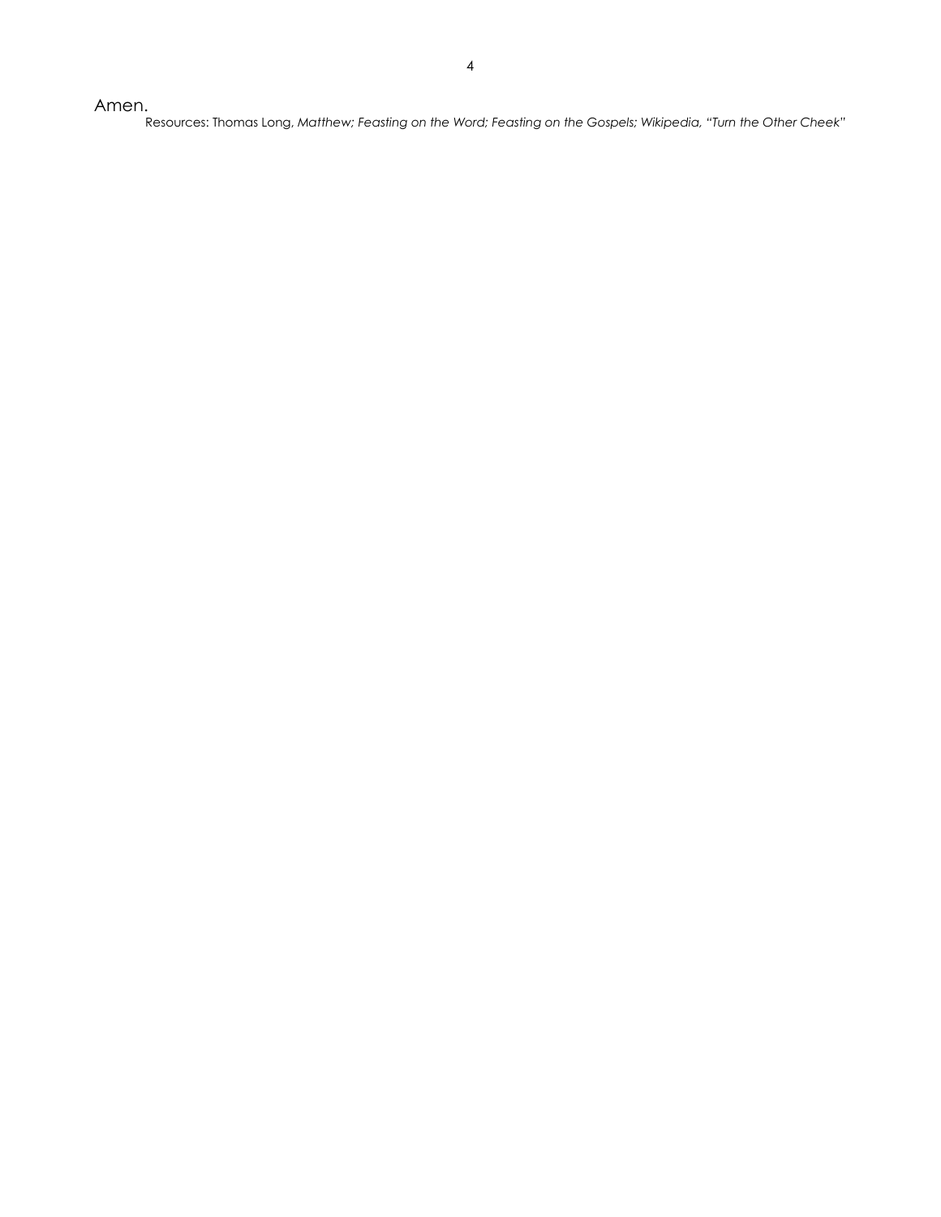Amen.

Resources: Thomas Long, *Matthew; Feasting on the Word; Feasting on the Gospels; Wikipedia, "Turn the Other Cheek"*